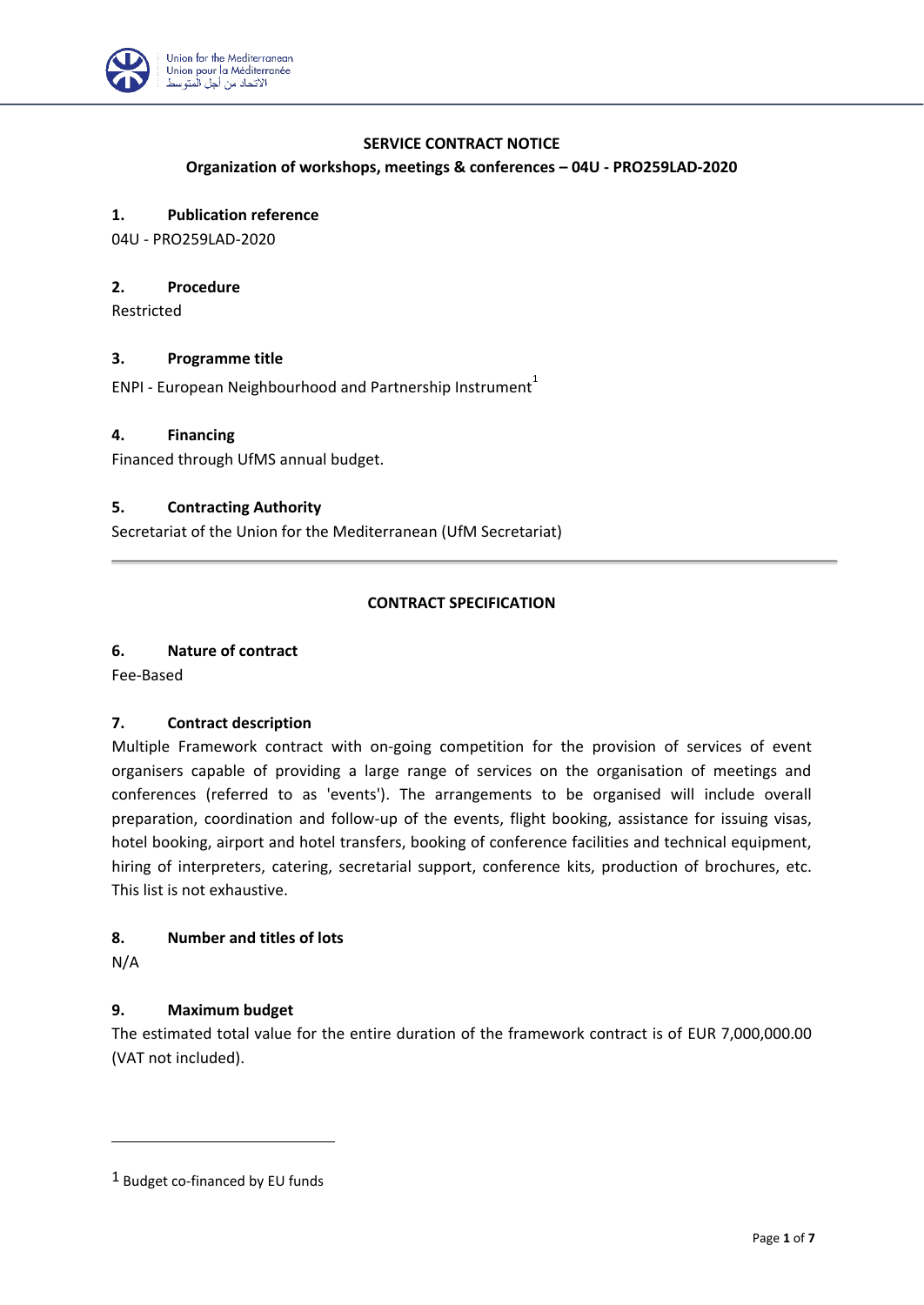# SERVICE CONTRACT NOTICE

## Organization of workshops, meetings & conferences – 04U - PRO259LAD-2020

### 1. Publication reference

04U - PRO259LAD-2020

### 2. Procedure

Restricted

### 3. Programme title

ENPI - European Neighbourhood and Partnership Instrument[1]

### 4. Financing

Financed through UfMS annual budget.

### 5. Contracting Authority

Secretariat of the Union for the Mediterranean (UfM Secretariat)

---

## CONTRACT SPECIFICATION

### 6. Nature of contract

Fee-Based

### 7. Contract description

Multiple Framework contract with on-going competition for the provision of services of event organisers capable of providing a large range of services on the organisation of meetings and conferences (referred to as 'events'). The arrangements to be organised will include overall preparation, coordination and follow-up of the events, flight booking, assistance for issuing visas, hotel booking, airport and hotel transfers, booking of conference facilities and technical equipment, hiring of interpreters, catering, secretarial support, conference kits, production of brochures, etc. This list is not exhaustive.

### 8. Number and titles of lots

N/A

### 9. Maximum budget

The estimated total value for the entire duration of the framework contract is of EUR 7,000,000.00 (VAT not included).

---

[1] Budget co-financed by EU funds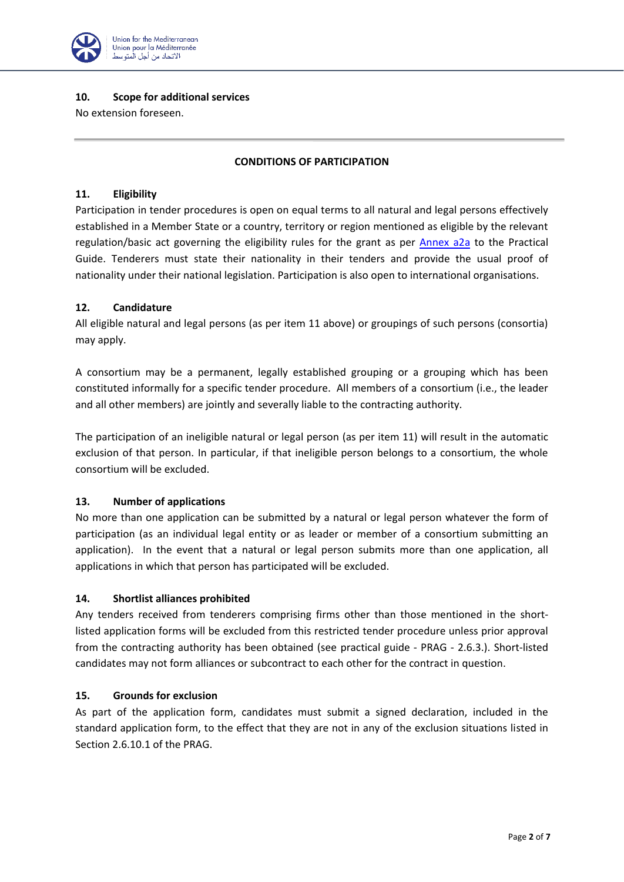**10. Scope for additional services**

No extension foreseen.

---

**CONDITIONS OF PARTICIPATION**

**11. Eligibility**

Participation in tender procedures is open on equal terms to all natural and legal persons effectively established in a Member State or a country, territory or region mentioned as eligible by the relevant regulation/basic act governing the eligibility rules for the grant as per Annex a2a to the Practical Guide. Tenderers must state their nationality in their tenders and provide the usual proof of nationality under their national legislation. Participation is also open to international organisations.

**12. Candidature**

All eligible natural and legal persons (as per item 11 above) or groupings of such persons (consortia) may apply.

A consortium may be a permanent, legally established grouping or a grouping which has been constituted informally for a specific tender procedure. All members of a consortium (i.e., the leader and all other members) are jointly and severally liable to the contracting authority.

The participation of an ineligible natural or legal person (as per item 11) will result in the automatic exclusion of that person. In particular, if that ineligible person belongs to a consortium, the whole consortium will be excluded.

**13. Number of applications**

No more than one application can be submitted by a natural or legal person whatever the form of participation (as an individual legal entity or as leader or member of a consortium submitting an application). In the event that a natural or legal person submits more than one application, all applications in which that person has participated will be excluded.

**14. Shortlist alliances prohibited**

Any tenders received from tenderers comprising firms other than those mentioned in the short-listed application forms will be excluded from this restricted tender procedure unless prior approval from the contracting authority has been obtained (see practical guide - PRAG - 2.6.3.). Short-listed candidates may not form alliances or subcontract to each other for the contract in question.

**15. Grounds for exclusion**

As part of the application form, candidates must submit a signed declaration, included in the standard application form, to the effect that they are not in any of the exclusion situations listed in Section 2.6.10.1 of the PRAG.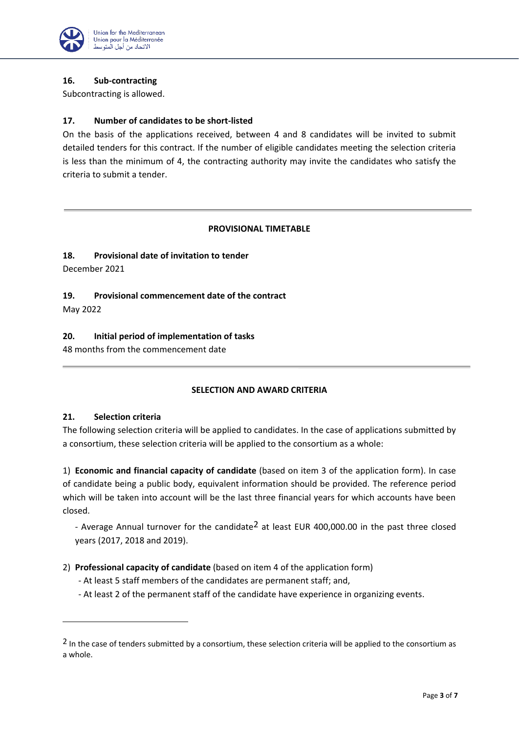### 16. Sub-contracting

Subcontracting is allowed.

### 17. Number of candidates to be short-listed

On the basis of the applications received, between 4 and 8 candidates will be invited to submit detailed tenders for this contract. If the number of eligible candidates meeting the selection criteria is less than the minimum of 4, the contracting authority may invite the candidates who satisfy the criteria to submit a tender.

---

## PROVISIONAL TIMETABLE

### 18. Provisional date of invitation to tender

December 2021

### 19. Provisional commencement date of the contract

May 2022

### 20. Initial period of implementation of tasks

48 months from the commencement date

---

## SELECTION AND AWARD CRITERIA

### 21. Selection criteria

The following selection criteria will be applied to candidates. In the case of applications submitted by a consortium, these selection criteria will be applied to the consortium as a whole:

1) **Economic and financial capacity of candidate** (based on item 3 of the application form). In case of candidate being a public body, equivalent information should be provided. The reference period which will be taken into account will be the last three financial years for which accounts have been closed.

   - Average Annual turnover for the candidate[2] at least EUR 400,000.00 in the past three closed years (2017, 2018 and 2019).

2) **Professional capacity of candidate** (based on item 4 of the application form)

   - At least 5 staff members of the candidates are permanent staff; and,
   - At least 2 of the permanent staff of the candidate have experience in organizing events.

---

[2] In the case of tenders submitted by a consortium, these selection criteria will be applied to the consortium as a whole.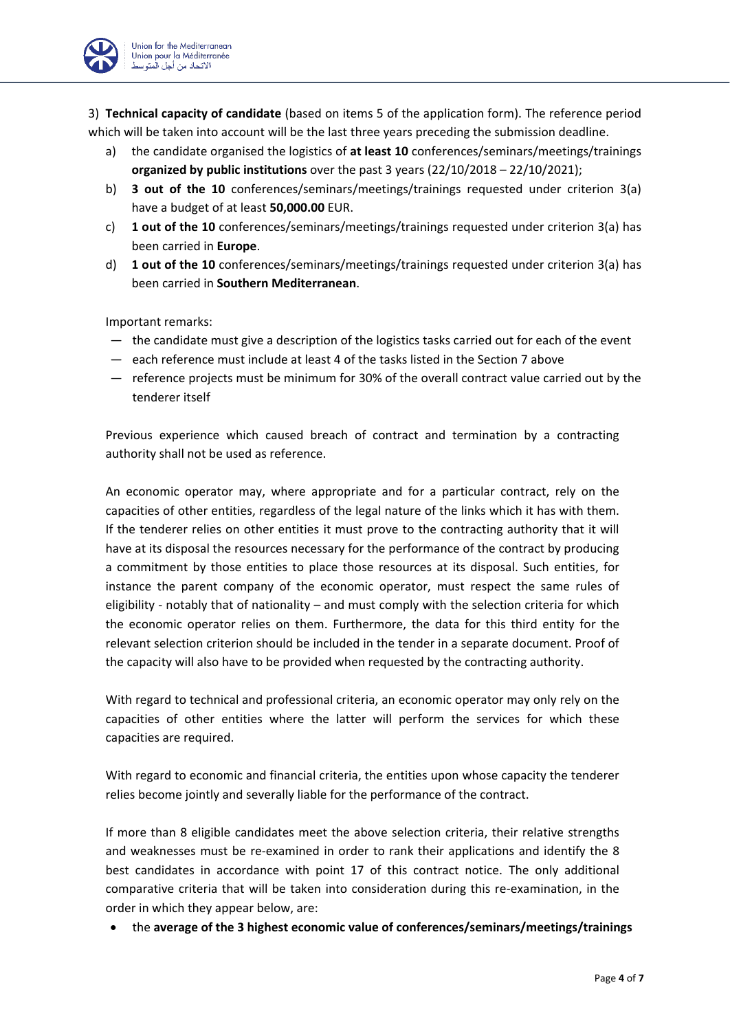3) **Technical capacity of candidate** (based on items 5 of the application form). The reference period which will be taken into account will be the last three years preceding the submission deadline.

a) the candidate organised the logistics of **at least 10** conferences/seminars/meetings/trainings **organized by public institutions** over the past 3 years (22/10/2018 – 22/10/2021);

b) **3 out of the 10** conferences/seminars/meetings/trainings requested under criterion 3(a) have a budget of at least **50,000.00** EUR.

c) **1 out of the 10** conferences/seminars/meetings/trainings requested under criterion 3(a) has been carried in **Europe**.

d) **1 out of the 10** conferences/seminars/meetings/trainings requested under criterion 3(a) has been carried in **Southern Mediterranean**.

Important remarks:

- the candidate must give a description of the logistics tasks carried out for each of the event
- each reference must include at least 4 of the tasks listed in the Section 7 above
- reference projects must be minimum for 30% of the overall contract value carried out by the tenderer itself

Previous experience which caused breach of contract and termination by a contracting authority shall not be used as reference.

An economic operator may, where appropriate and for a particular contract, rely on the capacities of other entities, regardless of the legal nature of the links which it has with them. If the tenderer relies on other entities it must prove to the contracting authority that it will have at its disposal the resources necessary for the performance of the contract by producing a commitment by those entities to place those resources at its disposal. Such entities, for instance the parent company of the economic operator, must respect the same rules of eligibility - notably that of nationality – and must comply with the selection criteria for which the economic operator relies on them. Furthermore, the data for this third entity for the relevant selection criterion should be included in the tender in a separate document. Proof of the capacity will also have to be provided when requested by the contracting authority.

With regard to technical and professional criteria, an economic operator may only rely on the capacities of other entities where the latter will perform the services for which these capacities are required.

With regard to economic and financial criteria, the entities upon whose capacity the tenderer relies become jointly and severally liable for the performance of the contract.

If more than 8 eligible candidates meet the above selection criteria, their relative strengths and weaknesses must be re-examined in order to rank their applications and identify the 8 best candidates in accordance with point 17 of this contract notice. The only additional comparative criteria that will be taken into consideration during this re-examination, in the order in which they appear below, are:

- the **average of the 3 highest economic value of conferences/seminars/meetings/trainings**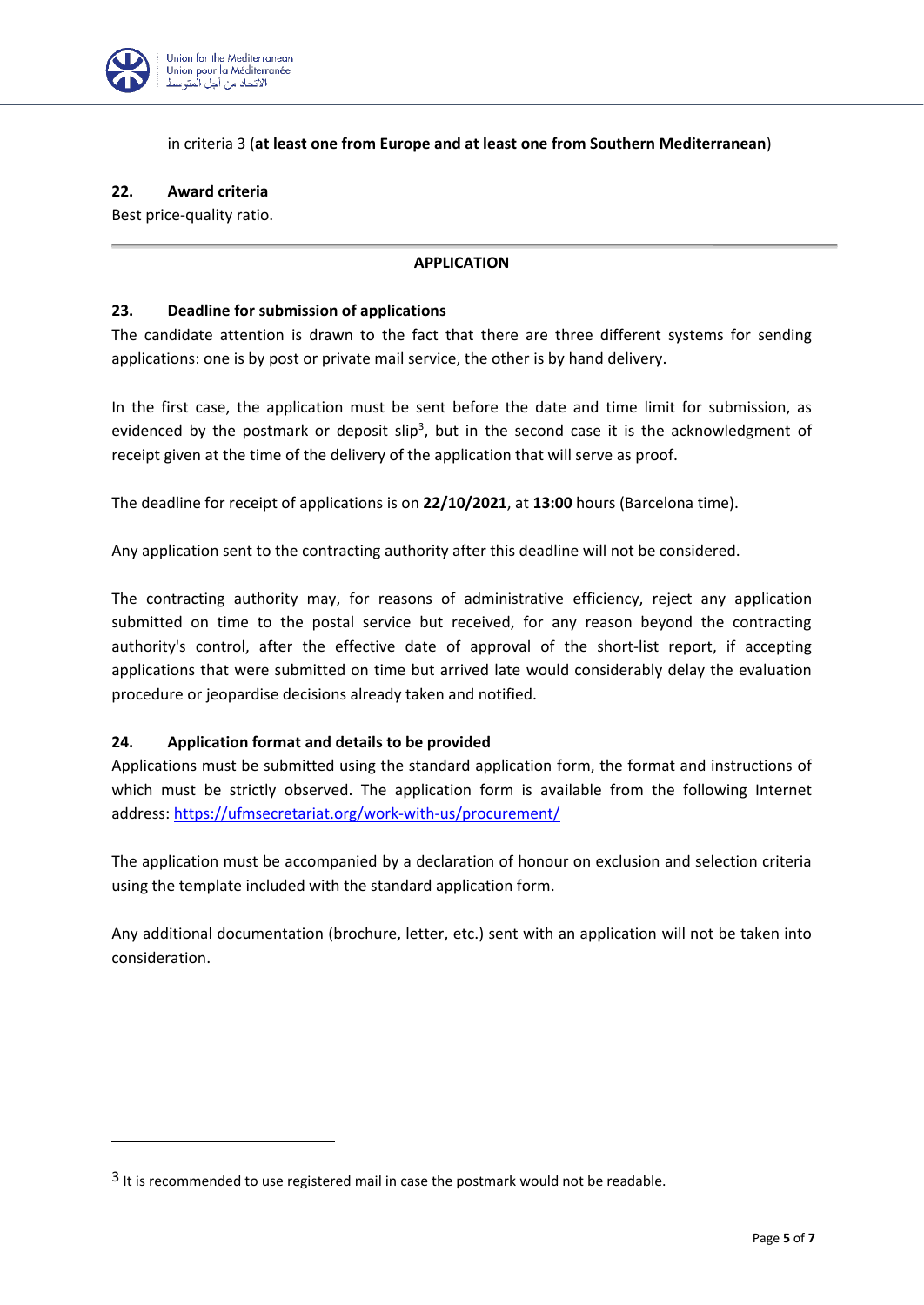in criteria 3 (**at least one from Europe and at least one from Southern Mediterranean**)

**22. Award criteria**

Best price-quality ratio.

---

**APPLICATION**

**23. Deadline for submission of applications**

The candidate attention is drawn to the fact that there are three different systems for sending applications: one is by post or private mail service, the other is by hand delivery.

In the first case, the application must be sent before the date and time limit for submission, as evidenced by the postmark or deposit slip[3], but in the second case it is the acknowledgment of receipt given at the time of the delivery of the application that will serve as proof.

The deadline for receipt of applications is on **22/10/2021**, at **13:00** hours (Barcelona time).

Any application sent to the contracting authority after this deadline will not be considered.

The contracting authority may, for reasons of administrative efficiency, reject any application submitted on time to the postal service but received, for any reason beyond the contracting authority's control, after the effective date of approval of the short-list report, if accepting applications that were submitted on time but arrived late would considerably delay the evaluation procedure or jeopardise decisions already taken and notified.

**24. Application format and details to be provided**

Applications must be submitted using the standard application form, the format and instructions of which must be strictly observed. The application form is available from the following Internet address: https://ufmsecretariat.org/work-with-us/procurement/

The application must be accompanied by a declaration of honour on exclusion and selection criteria using the template included with the standard application form.

Any additional documentation (brochure, letter, etc.) sent with an application will not be taken into consideration.

---

[3] It is recommended to use registered mail in case the postmark would not be readable.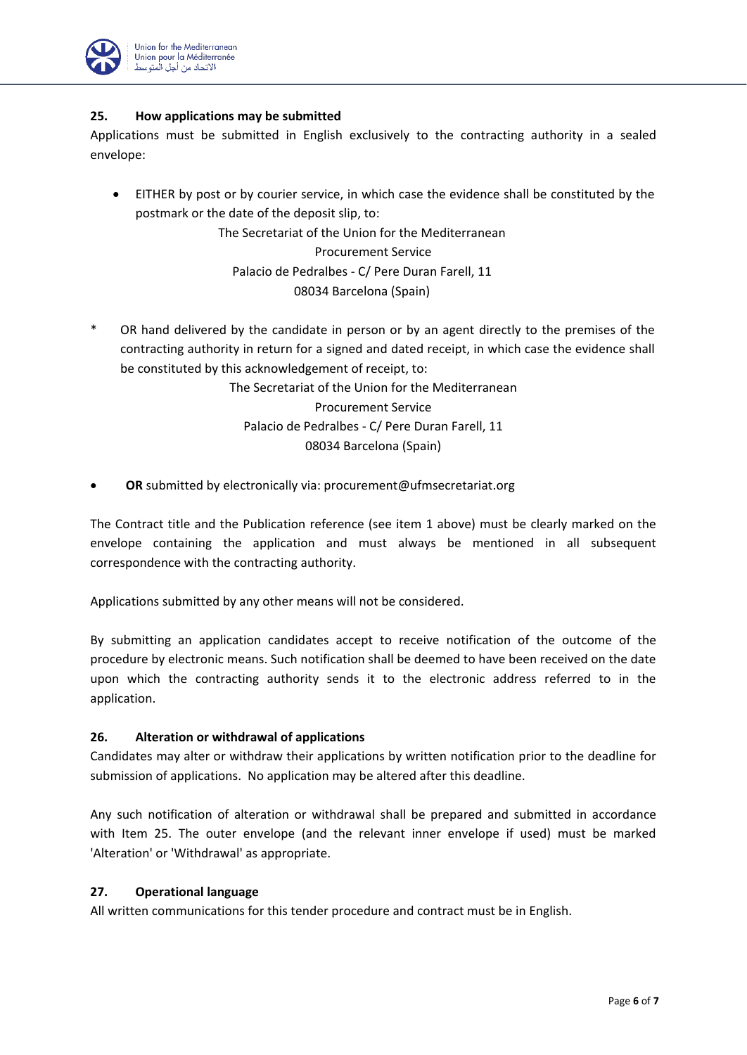#### 25. How applications may be submitted

Applications must be submitted in English exclusively to the contracting authority in a sealed envelope:

- EITHER by post or by courier service, in which case the evidence shall be constituted by the postmark or the date of the deposit slip, to:

  The Secretariat of the Union for the Mediterranean
  Procurement Service
  Palacio de Pedralbes - C/ Pere Duran Farell, 11
  08034 Barcelona (Spain)

* OR hand delivered by the candidate in person or by an agent directly to the premises of the contracting authority in return for a signed and dated receipt, in which case the evidence shall be constituted by this acknowledgement of receipt, to:

  The Secretariat of the Union for the Mediterranean
  Procurement Service
  Palacio de Pedralbes - C/ Pere Duran Farell, 11
  08034 Barcelona (Spain)

- **OR** submitted by electronically via: procurement@ufmsecretariat.org

The Contract title and the Publication reference (see item 1 above) must be clearly marked on the envelope containing the application and must always be mentioned in all subsequent correspondence with the contracting authority.

Applications submitted by any other means will not be considered.

By submitting an application candidates accept to receive notification of the outcome of the procedure by electronic means. Such notification shall be deemed to have been received on the date upon which the contracting authority sends it to the electronic address referred to in the application.

#### 26. Alteration or withdrawal of applications

Candidates may alter or withdraw their applications by written notification prior to the deadline for submission of applications. No application may be altered after this deadline.

Any such notification of alteration or withdrawal shall be prepared and submitted in accordance with Item 25. The outer envelope (and the relevant inner envelope if used) must be marked 'Alteration' or 'Withdrawal' as appropriate.

#### 27. Operational language

All written communications for this tender procedure and contract must be in English.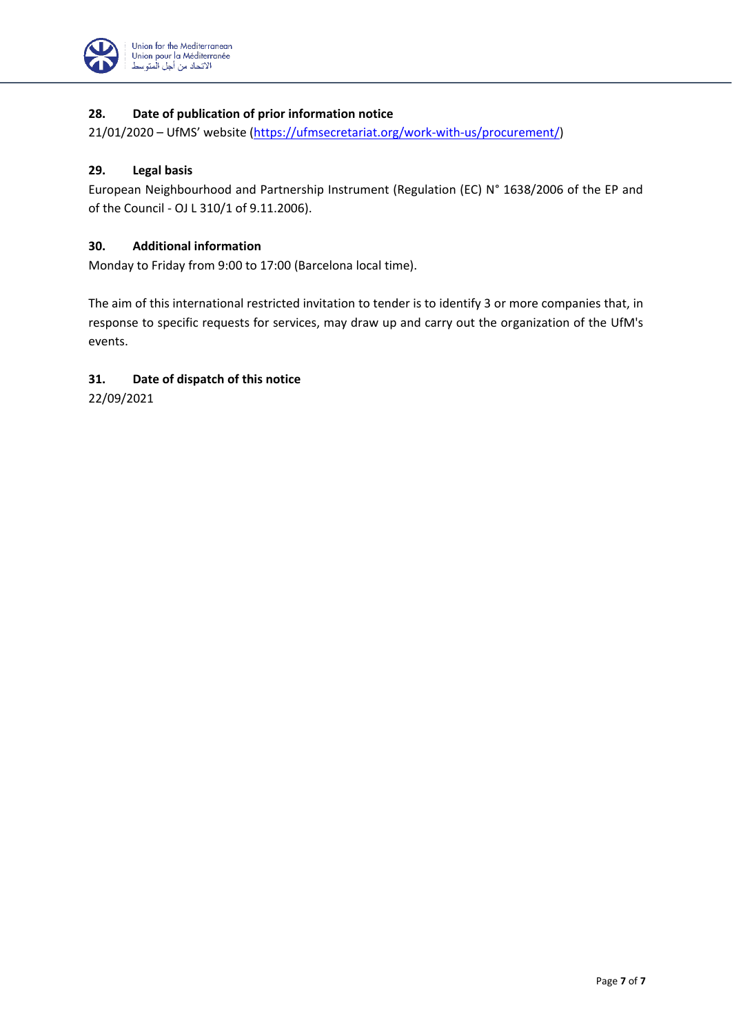### 28. Date of publication of prior information notice

21/01/2020 – UfMS' website (https://ufmsecretariat.org/work-with-us/procurement/)

### 29. Legal basis

European Neighbourhood and Partnership Instrument (Regulation (EC) N° 1638/2006 of the EP and of the Council - OJ L 310/1 of 9.11.2006).

### 30. Additional information

Monday to Friday from 9:00 to 17:00 (Barcelona local time).

The aim of this international restricted invitation to tender is to identify 3 or more companies that, in response to specific requests for services, may draw up and carry out the organization of the UfM's events.

### 31. Date of dispatch of this notice

22/09/2021